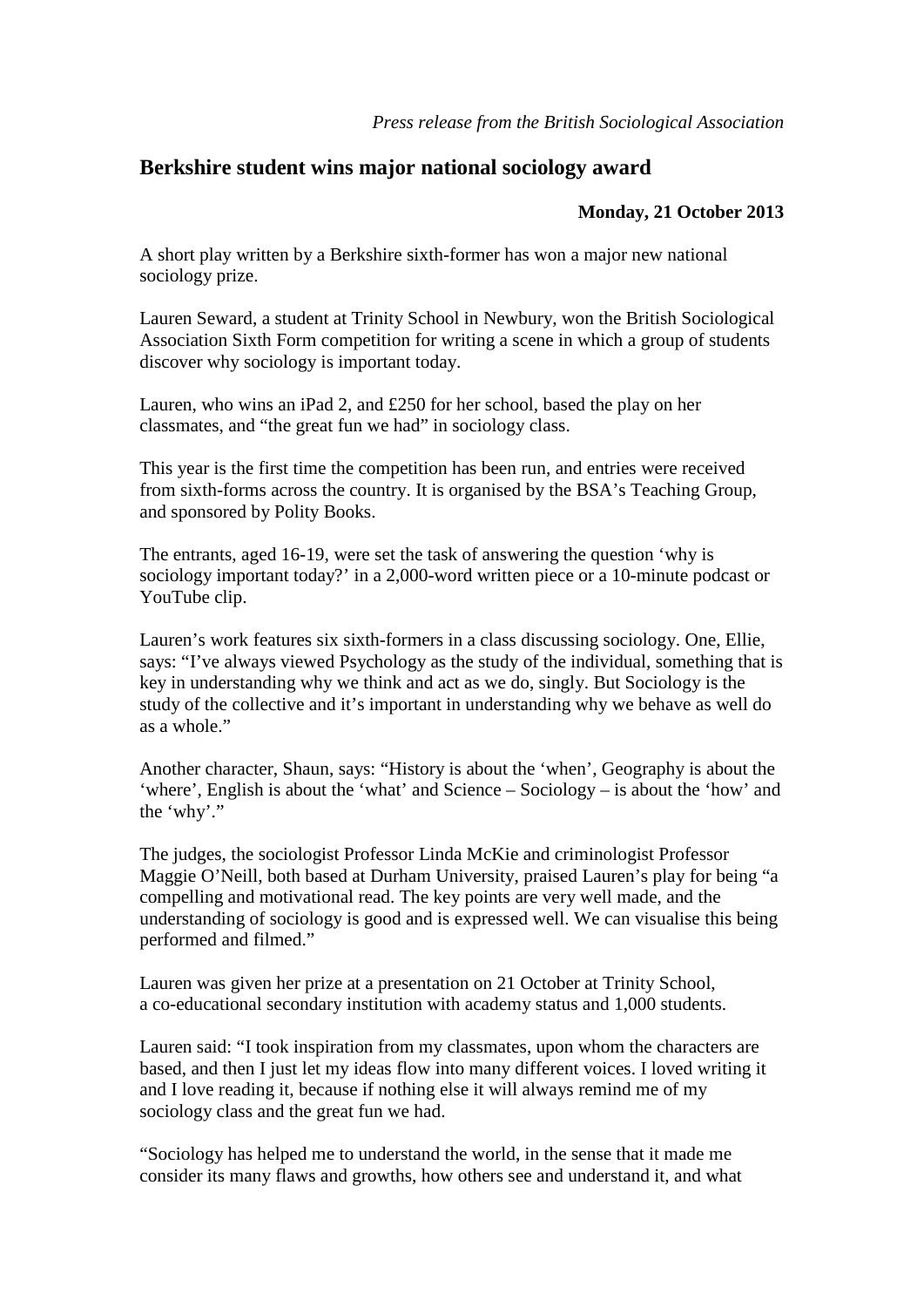*Press release from the British Sociological Association*

## Berkshire student wins major national sociology award

**Monday, 21 October 2013**

A short play written by a Berkshire sixth-former has won a major new national sociology prize.

Lauren Seward, a student at Trinity School in Newbury, won the British Sociological Association Sixth Form competition for writing a scene in which a group of students discover why sociology is important today.

Lauren, who wins an iPad 2, and £250 for her school, based the play on her classmates, and "the great fun we had" in sociology class.

This year is the first time the competition has been run, and entries were received from sixth-forms across the country. It is organised by the BSA's Teaching Group, and sponsored by Polity Books.

The entrants, aged 16-19, were set the task of answering the question 'why is sociology important today?' in a 2,000-word written piece or a 10-minute podcast or YouTube clip.

Lauren's work features six sixth-formers in a class discussing sociology. One, Ellie, says: "I've always viewed Psychology as the study of the individual, something that is key in understanding why we think and act as we do, singly. But Sociology is the study of the collective and it's important in understanding why we behave as well do as a whole."

Another character, Shaun, says: "History is about the 'when', Geography is about the 'where', English is about the 'what' and Science – Sociology – is about the 'how' and the 'why'."

The judges, the sociologist Professor Linda McKie and criminologist Professor Maggie O'Neill, both based at Durham University, praised Lauren's play for being "a compelling and motivational read. The key points are very well made, and the understanding of sociology is good and is expressed well. We can visualise this being performed and filmed."

Lauren was given her prize at a presentation on 21 October at Trinity School, a co-educational secondary institution with academy status and 1,000 students.

Lauren said: "I took inspiration from my classmates, upon whom the characters are based, and then I just let my ideas flow into many different voices. I loved writing it and I love reading it, because if nothing else it will always remind me of my sociology class and the great fun we had.

"Sociology has helped me to understand the world, in the sense that it made me consider its many flaws and growths, how others see and understand it, and what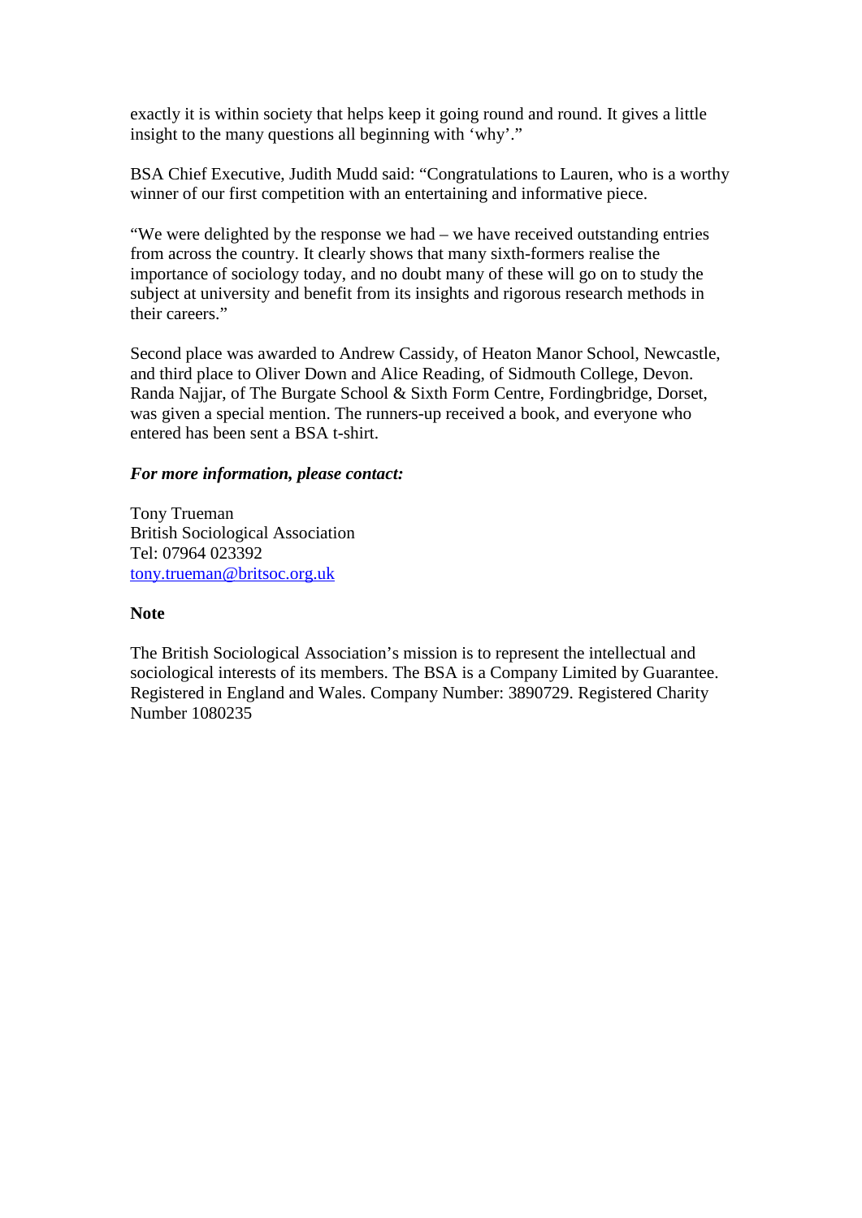exactly it is within society that helps keep it going round and round. It gives a little insight to the many questions all beginning with 'why'."

BSA Chief Executive, Judith Mudd said: "Congratulations to Lauren, who is a worthy winner of our first competition with an entertaining and informative piece.

"We were delighted by the response we had – we have received outstanding entries from across the country. It clearly shows that many sixth-formers realise the importance of sociology today, and no doubt many of these will go on to study the subject at university and benefit from its insights and rigorous research methods in their careers."

Second place was awarded to Andrew Cassidy, of Heaton Manor School, Newcastle, and third place to Oliver Down and Alice Reading, of Sidmouth College, Devon. Randa Najjar, of The Burgate School & Sixth Form Centre, Fordingbridge, Dorset, was given a special mention. The runners-up received a book, and everyone who entered has been sent a BSA t-shirt.

***For more information, please contact:***

Tony Trueman
British Sociological Association
Tel: 07964 023392
tony.trueman@britsoc.org.uk

**Note**

The British Sociological Association's mission is to represent the intellectual and sociological interests of its members. The BSA is a Company Limited by Guarantee. Registered in England and Wales. Company Number: 3890729. Registered Charity Number 1080235